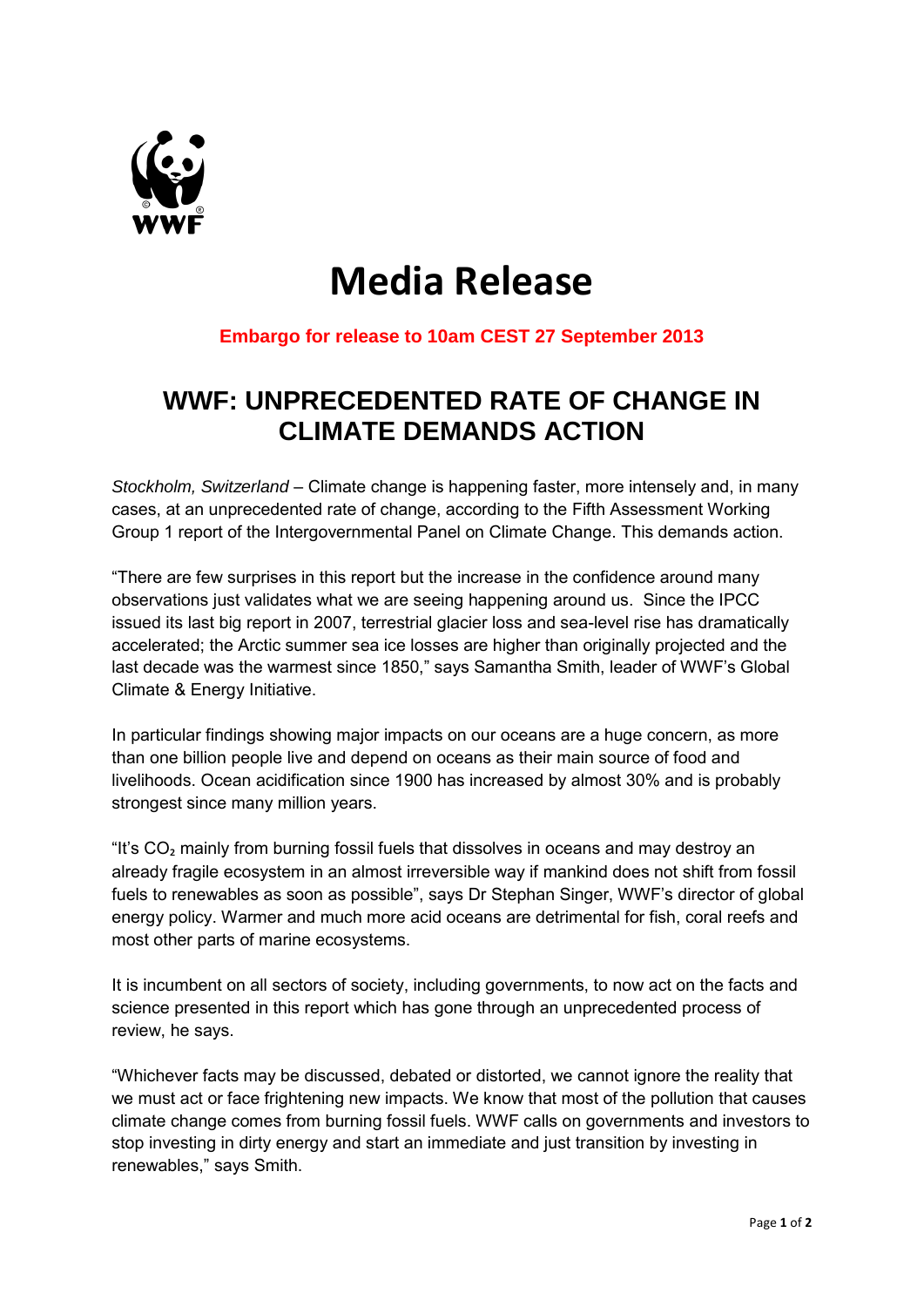# Media Release

**Embargo for release to 10am CEST 27 September 2013**

## WWF: UNPRECEDENTED RATE OF CHANGE IN CLIMATE DEMANDS ACTION

*Stockholm, Switzerland* – Climate change is happening faster, more intensely and, in many cases, at an unprecedented rate of change, according to the Fifth Assessment Working Group 1 report of the Intergovernmental Panel on Climate Change. This demands action.

"There are few surprises in this report but the increase in the confidence around many observations just validates what we are seeing happening around us. Since the IPCC issued its last big report in 2007, terrestrial glacier loss and sea-level rise has dramatically accelerated; the Arctic summer sea ice losses are higher than originally projected and the last decade was the warmest since 1850," says Samantha Smith, leader of WWF's Global Climate & Energy Initiative.

In particular findings showing major impacts on our oceans are a huge concern, as more than one billion people live and depend on oceans as their main source of food and livelihoods. Ocean acidification since 1900 has increased by almost 30% and is probably strongest since many million years.

"It's $CO_2$ mainly from burning fossil fuels that dissolves in oceans and may destroy an already fragile ecosystem in an almost irreversible way if mankind does not shift from fossil fuels to renewables as soon as possible", says Dr Stephan Singer, WWF's director of global energy policy. Warmer and much more acid oceans are detrimental for fish, coral reefs and most other parts of marine ecosystems.

It is incumbent on all sectors of society, including governments, to now act on the facts and science presented in this report which has gone through an unprecedented process of review, he says.

"Whichever facts may be discussed, debated or distorted, we cannot ignore the reality that we must act or face frightening new impacts. We know that most of the pollution that causes climate change comes from burning fossil fuels. WWF calls on governments and investors to stop investing in dirty energy and start an immediate and just transition by investing in renewables," says Smith.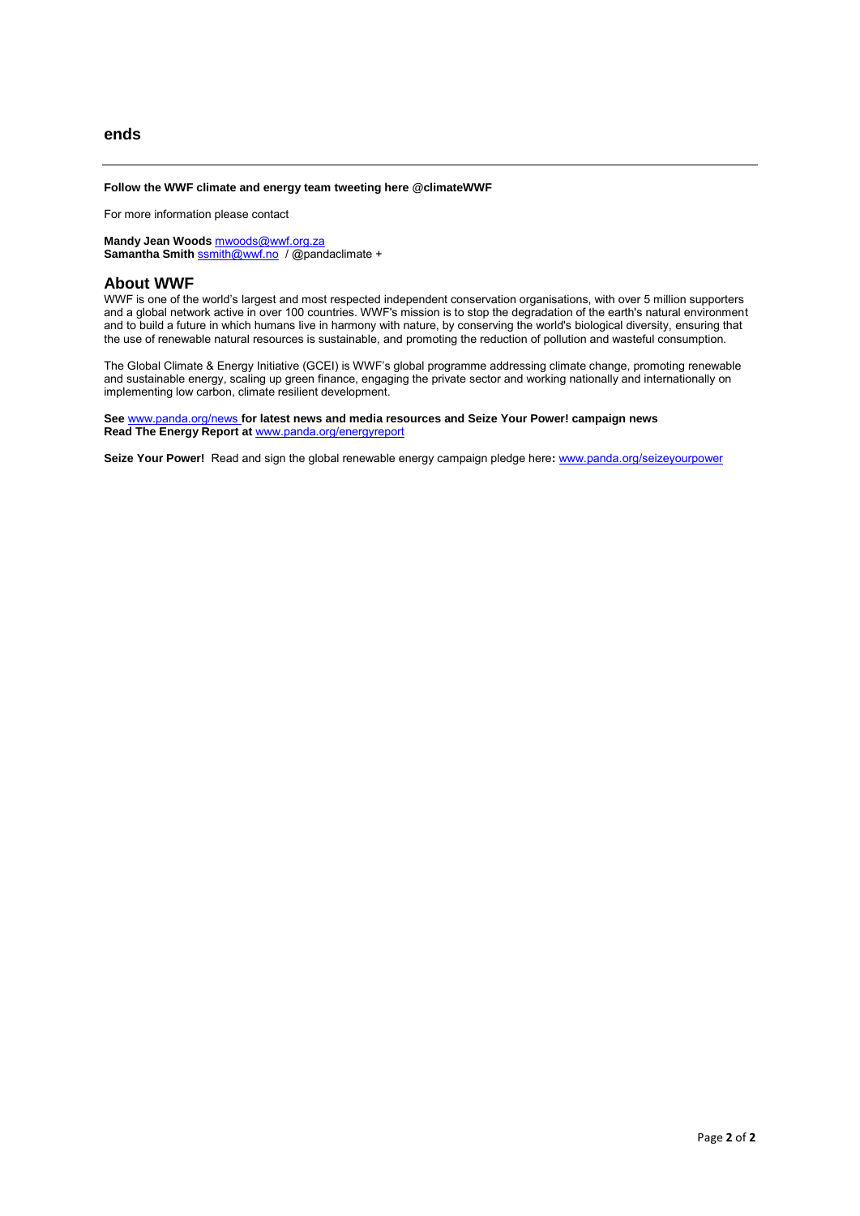**ends**

---

**Follow the WWF climate and energy team tweeting here @climateWWF**

For more information please contact

**Mandy Jean Woods** mwoods@wwf.org.za
**Samantha Smith** ssmith@wwf.no / @pandaclimate +

## About WWF

WWF is one of the world's largest and most respected independent conservation organisations, with over 5 million supporters and a global network active in over 100 countries. WWF's mission is to stop the degradation of the earth's natural environment and to build a future in which humans live in harmony with nature, by conserving the world's biological diversity, ensuring that the use of renewable natural resources is sustainable, and promoting the reduction of pollution and wasteful consumption.

The Global Climate & Energy Initiative (GCEI) is WWF's global programme addressing climate change, promoting renewable and sustainable energy, scaling up green finance, engaging the private sector and working nationally and internationally on implementing low carbon, climate resilient development.

**See** www.panda.org/news **for latest news and media resources and Seize Your Power! campaign news**
**Read The Energy Report at** www.panda.org/energyreport

**Seize Your Power!** Read and sign the global renewable energy campaign pledge here**:** www.panda.org/seizeyourpower